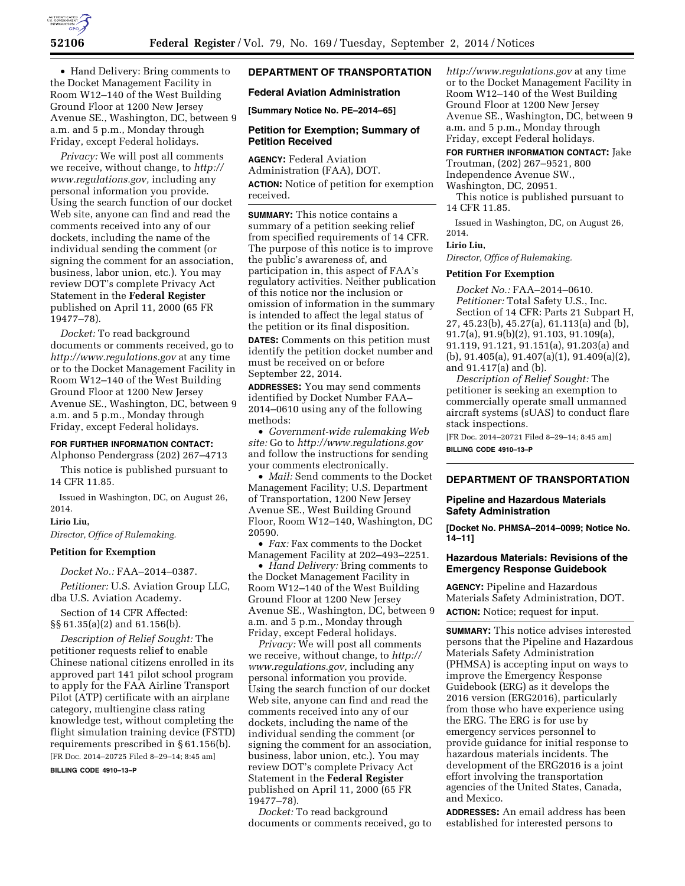• Hand Delivery: Bring comments to the Docket Management Facility in Room W12–140 of the West Building Ground Floor at 1200 New Jersey Avenue SE., Washington, DC, between 9 a.m. and 5 p.m., Monday through Friday, except Federal holidays.

*Privacy:* We will post all comments we receive, without change, to *http://www.regulations.gov,* including any personal information you provide. Using the search function of our docket Web site, anyone can find and read the comments received into any of our dockets, including the name of the individual sending the comment (or signing the comment for an association, business, labor union, etc.). You may review DOT's complete Privacy Act Statement in the **Federal Register** published on April 11, 2000 (65 FR 19477–78).

*Docket:* To read background documents or comments received, go to *http://www.regulations.gov* at any time or to the Docket Management Facility in Room W12–140 of the West Building Ground Floor at 1200 New Jersey Avenue SE., Washington, DC, between 9 a.m. and 5 p.m., Monday through Friday, except Federal holidays.

**FOR FURTHER INFORMATION CONTACT:** Alphonso Pendergrass (202) 267–4713

This notice is published pursuant to 14 CFR 11.85.

Issued in Washington, DC, on August 26, 2014.

**Lirio Liu,**

*Director, Office of Rulemaking.*

### Petition for Exemption

*Docket No.:* FAA–2014–0387.

*Petitioner:* U.S. Aviation Group LLC, dba U.S. Aviation Academy.

Section of 14 CFR Affected: §§ 61.35(a)(2) and 61.156(b).

*Description of Relief Sought:* The petitioner requests relief to enable Chinese national citizens enrolled in its approved part 141 pilot school program to apply for the FAA Airline Transport Pilot (ATP) certificate with an airplane category, multiengine class rating knowledge test, without completing the flight simulation training device (FSTD) requirements prescribed in § 61.156(b).

[FR Doc. 2014–20725 Filed 8–29–14; 8:45 am]

**BILLING CODE 4910–13–P**

## DEPARTMENT OF TRANSPORTATION

### Federal Aviation Administration

**[Summary Notice No. PE–2014–65]**

### Petition for Exemption; Summary of Petition Received

**AGENCY:** Federal Aviation Administration (FAA), DOT.

**ACTION:** Notice of petition for exemption received.

**SUMMARY:** This notice contains a summary of a petition seeking relief from specified requirements of 14 CFR. The purpose of this notice is to improve the public's awareness of, and participation in, this aspect of FAA's regulatory activities. Neither publication of this notice nor the inclusion or omission of information in the summary is intended to affect the legal status of the petition or its final disposition.

**DATES:** Comments on this petition must identify the petition docket number and must be received on or before September 22, 2014.

**ADDRESSES:** You may send comments identified by Docket Number FAA–2014–0610 using any of the following methods:

• *Government-wide rulemaking Web site:* Go to *http://www.regulations.gov* and follow the instructions for sending your comments electronically.

• *Mail:* Send comments to the Docket Management Facility; U.S. Department of Transportation, 1200 New Jersey Avenue SE., West Building Ground Floor, Room W12–140, Washington, DC 20590.

• *Fax:* Fax comments to the Docket Management Facility at 202–493–2251.

• *Hand Delivery:* Bring comments to the Docket Management Facility in Room W12–140 of the West Building Ground Floor at 1200 New Jersey Avenue SE., Washington, DC, between 9 a.m. and 5 p.m., Monday through Friday, except Federal holidays.

*Privacy:* We will post all comments we receive, without change, to *http://www.regulations.gov,* including any personal information you provide. Using the search function of our docket Web site, anyone can find and read the comments received into any of our dockets, including the name of the individual sending the comment (or signing the comment for an association, business, labor union, etc.). You may review DOT's complete Privacy Act Statement in the **Federal Register** published on April 11, 2000 (65 FR 19477–78).

*Docket:* To read background documents or comments received, go to *http://www.regulations.gov* at any time or to the Docket Management Facility in Room W12–140 of the West Building Ground Floor at 1200 New Jersey Avenue SE., Washington, DC, between 9 a.m. and 5 p.m., Monday through Friday, except Federal holidays.

**FOR FURTHER INFORMATION CONTACT:** Jake Troutman, (202) 267–9521, 800 Independence Avenue SW., Washington, DC, 20951.

This notice is published pursuant to 14 CFR 11.85.

Issued in Washington, DC, on August 26, 2014.

**Lirio Liu,**

*Director, Office of Rulemaking.*

### Petition For Exemption

*Docket No.:* FAA–2014–0610.

*Petitioner:* Total Safety U.S., Inc.

Section of 14 CFR: Parts 21 Subpart H, 27, 45.23(b), 45.27(a), 61.113(a) and (b), 91.7(a), 91.9(b)(2), 91.103, 91.109(a), 91.119, 91.121, 91.151(a), 91.203(a) and (b), 91.405(a), 91.407(a)(1), 91.409(a)(2), and 91.417(a) and (b).

*Description of Relief Sought:* The petitioner is seeking an exemption to commercially operate small unmanned aircraft systems (sUAS) to conduct flare stack inspections.

[FR Doc. 2014–20721 Filed 8–29–14; 8:45 am]

**BILLING CODE 4910–13–P**

## DEPARTMENT OF TRANSPORTATION

### Pipeline and Hazardous Materials Safety Administration

**[Docket No. PHMSA–2014–0099; Notice No. 14–11]**

### Hazardous Materials: Revisions of the Emergency Response Guidebook

**AGENCY:** Pipeline and Hazardous Materials Safety Administration, DOT.

**ACTION:** Notice; request for input.

**SUMMARY:** This notice advises interested persons that the Pipeline and Hazardous Materials Safety Administration (PHMSA) is accepting input on ways to improve the Emergency Response Guidebook (ERG) as it develops the 2016 version (ERG2016), particularly from those who have experience using the ERG. The ERG is for use by emergency services personnel to provide guidance for initial response to hazardous materials incidents. The development of the ERG2016 is a joint effort involving the transportation agencies of the United States, Canada, and Mexico.

**ADDRESSES:** An email address has been established for interested persons to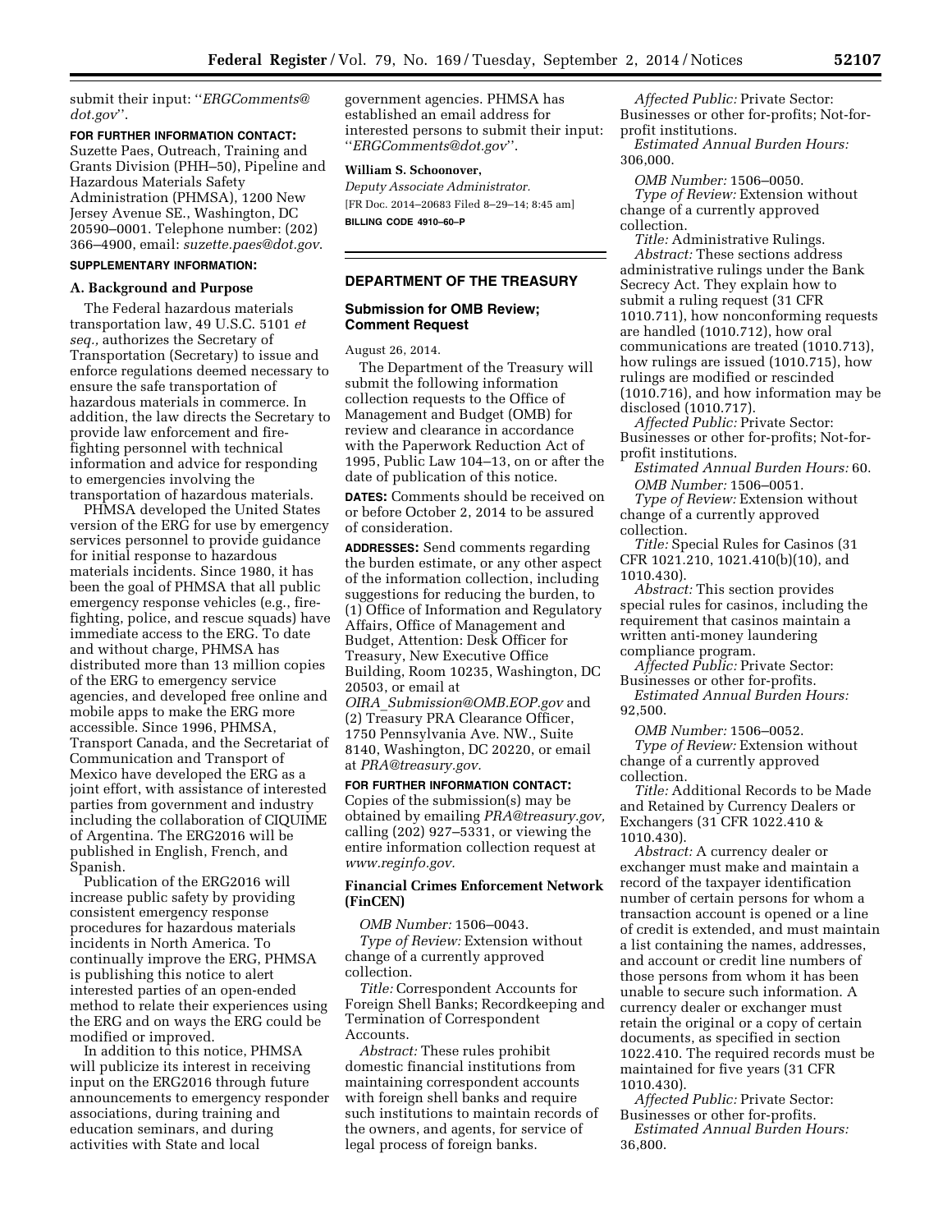submit their input: ''*ERGComments@dot.gov*''.

**FOR FURTHER INFORMATION CONTACT:** Suzette Paes, Outreach, Training and Grants Division (PHH–50), Pipeline and Hazardous Materials Safety Administration (PHMSA), 1200 New Jersey Avenue SE., Washington, DC 20590–0001. Telephone number: (202) 366–4900, email: *suzette.paes@dot.gov*.

**SUPPLEMENTARY INFORMATION:**

**A. Background and Purpose**

The Federal hazardous materials transportation law, 49 U.S.C. 5101 *et seq.,* authorizes the Secretary of Transportation (Secretary) to issue and enforce regulations deemed necessary to ensure the safe transportation of hazardous materials in commerce. In addition, the law directs the Secretary to provide law enforcement and fire-fighting personnel with technical information and advice for responding to emergencies involving the transportation of hazardous materials.

PHMSA developed the United States version of the ERG for use by emergency services personnel to provide guidance for initial response to hazardous materials incidents. Since 1980, it has been the goal of PHMSA that all public emergency response vehicles (e.g., fire-fighting, police, and rescue squads) have immediate access to the ERG. To date and without charge, PHMSA has distributed more than 13 million copies of the ERG to emergency service agencies, and developed free online and mobile apps to make the ERG more accessible. Since 1996, PHMSA, Transport Canada, and the Secretariat of Communication and Transport of Mexico have developed the ERG as a joint effort, with assistance of interested parties from government and industry including the collaboration of CIQUIME of Argentina. The ERG2016 will be published in English, French, and Spanish.

Publication of the ERG2016 will increase public safety by providing consistent emergency response procedures for hazardous materials incidents in North America. To continually improve the ERG, PHMSA is publishing this notice to alert interested parties of an open-ended method to relate their experiences using the ERG and on ways the ERG could be modified or improved.

In addition to this notice, PHMSA will publicize its interest in receiving input on the ERG2016 through future announcements to emergency responder associations, during training and education seminars, and during activities with State and local government agencies. PHMSA has established an email address for interested persons to submit their input: ''*ERGComments@dot.gov*''.

**William S. Schoonover,**

*Deputy Associate Administrator.*

[FR Doc. 2014–20683 Filed 8–29–14; 8:45 am]

**BILLING CODE 4910–60–P**

## DEPARTMENT OF THE TREASURY

### Submission for OMB Review; Comment Request

August 26, 2014.

The Department of the Treasury will submit the following information collection requests to the Office of Management and Budget (OMB) for review and clearance in accordance with the Paperwork Reduction Act of 1995, Public Law 104–13, on or after the date of publication of this notice.

**DATES:** Comments should be received on or before October 2, 2014 to be assured of consideration.

**ADDRESSES:** Send comments regarding the burden estimate, or any other aspect of the information collection, including suggestions for reducing the burden, to (1) Office of Information and Regulatory Affairs, Office of Management and Budget, Attention: Desk Officer for Treasury, New Executive Office Building, Room 10235, Washington, DC 20503, or email at *OIRA_Submission@OMB.EOP.gov* and (2) Treasury PRA Clearance Officer, 1750 Pennsylvania Ave. NW., Suite 8140, Washington, DC 20220, or email at *PRA@treasury.gov.*

**FOR FURTHER INFORMATION CONTACT:** Copies of the submission(s) may be obtained by emailing *PRA@treasury.gov,* calling (202) 927–5331, or viewing the entire information collection request at *www.reginfo.gov.*

### Financial Crimes Enforcement Network (FinCEN)

*OMB Number:* 1506–0043.

*Type of Review:* Extension without change of a currently approved collection.

*Title:* Correspondent Accounts for Foreign Shell Banks; Recordkeeping and Termination of Correspondent Accounts.

*Abstract:* These rules prohibit domestic financial institutions from maintaining correspondent accounts with foreign shell banks and require such institutions to maintain records of the owners, and agents, for service of legal process of foreign banks.

*Affected Public:* Private Sector: Businesses or other for-profits; Not-for-profit institutions.

*Estimated Annual Burden Hours:* 306,000.

*OMB Number:* 1506–0050.

*Type of Review:* Extension without change of a currently approved collection.

*Title:* Administrative Rulings.

*Abstract:* These sections address administrative rulings under the Bank Secrecy Act. They explain how to submit a ruling request (31 CFR 1010.711), how nonconforming requests are handled (1010.712), how oral communications are treated (1010.713), how rulings are issued (1010.715), how rulings are modified or rescinded (1010.716), and how information may be disclosed (1010.717).

*Affected Public:* Private Sector: Businesses or other for-profits; Not-for-profit institutions.

*Estimated Annual Burden Hours:* 60.

*OMB Number:* 1506–0051.

*Type of Review:* Extension without change of a currently approved collection.

*Title:* Special Rules for Casinos (31 CFR 1021.210, 1021.410(b)(10), and 1010.430).

*Abstract:* This section provides special rules for casinos, including the requirement that casinos maintain a written anti-money laundering compliance program.

*Affected Public:* Private Sector: Businesses or other for-profits.

*Estimated Annual Burden Hours:* 92,500.

*OMB Number:* 1506–0052.

*Type of Review:* Extension without change of a currently approved collection.

*Title:* Additional Records to be Made and Retained by Currency Dealers or Exchangers (31 CFR 1022.410 & 1010.430).

*Abstract:* A currency dealer or exchanger must make and maintain a record of the taxpayer identification number of certain persons for whom a transaction account is opened or a line of credit is extended, and must maintain a list containing the names, addresses, and account or credit line numbers of those persons from whom it has been unable to secure such information. A currency dealer or exchanger must retain the original or a copy of certain documents, as specified in section 1022.410. The required records must be maintained for five years (31 CFR 1010.430).

*Affected Public:* Private Sector: Businesses or other for-profits.

*Estimated Annual Burden Hours:* 36,800.